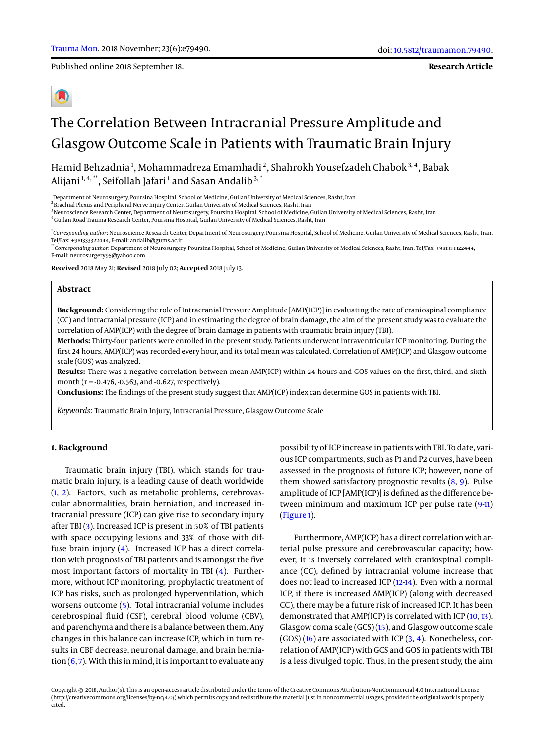Published online 2018 September 18.

**Research Article**

# The Correlation Between Intracranial Pressure Amplitude and Glasgow Outcome Scale in Patients with Traumatic Brain Injury

Hamid Behzadnia[1], Mohammadreza Emamhadi[2], Shahrokh Yousefzadeh Chabok[3, 4], Babak Alijani[1, 4, **], Seifollah Jafari[1] and Sasan Andalib[3, *]

[1]Department of Neurosurgery, Poursina Hospital, School of Medicine, Guilan University of Medical Sciences, Rasht, Iran
[2]Brachial Plexus and Peripheral Nerve Injury Center, Guilan University of Medical Sciences, Rasht, Iran
[3]Neuroscience Research Center, Department of Neurosurgery, Poursina Hospital, School of Medicine, Guilan University of Medical Sciences, Rasht, Iran
[4]Guilan Road Trauma Research Center, Poursina Hospital, Guilan University of Medical Sciences, Rasht, Iran

[*]*Corresponding author*: Neuroscience Research Center, Department of Neurosurgery, Poursina Hospital, School of Medicine, Guilan University of Medical Sciences, Rasht, Iran. Tel/Fax: +981333322444, E-mail: andalib@gums.ac.ir
[**]*Corresponding author*: Department of Neurosurgery, Poursina Hospital, School of Medicine, Guilan University of Medical Sciences, Rasht, Iran. Tel/Fax: +981333322444, E-mail: neurosurgery95@yahoo.com

**Received** 2018 May 21; **Revised** 2018 July 02; **Accepted** 2018 July 13.

## Abstract

**Background:** Considering the role of Intracranial Pressure Amplitude [AMP(ICP)] in evaluating the rate of craniospinal compliance (CC) and intracranial pressure (ICP) and in estimating the degree of brain damage, the aim of the present study was to evaluate the correlation of AMP(ICP) with the degree of brain damage in patients with traumatic brain injury (TBI).

**Methods:** Thirty-four patients were enrolled in the present study. Patients underwent intraventricular ICP monitoring. During the first 24 hours, AMP(ICP) was recorded every hour, and its total mean was calculated. Correlation of AMP(ICP) and Glasgow outcome scale (GOS) was analyzed.

**Results:** There was a negative correlation between mean AMP(ICP) within 24 hours and GOS values on the first, third, and sixth month (r = -0.476, -0.563, and -0.627, respectively).

**Conclusions:** The findings of the present study suggest that AMP(ICP) index can determine GOS in patients with TBI.

*Keywords:* Traumatic Brain Injury, Intracranial Pressure, Glasgow Outcome Scale

## 1. Background

Traumatic brain injury (TBI), which stands for traumatic brain injury, is a leading cause of death worldwide (1, 2). Factors, such as metabolic problems, cerebrovascular abnormalities, brain herniation, and increased intracranial pressure (ICP) can give rise to secondary injury after TBI (3). Increased ICP is present in 50% of TBI patients with space occupying lesions and 33% of those with diffuse brain injury (4). Increased ICP has a direct correlation with prognosis of TBI patients and is amongst the five most important factors of mortality in TBI (4). Furthermore, without ICP monitoring, prophylactic treatment of ICP has risks, such as prolonged hyperventilation, which worsens outcome (5). Total intracranial volume includes cerebrospinal fluid (CSF), cerebral blood volume (CBV), and parenchyma and there is a balance between them. Any changes in this balance can increase ICP, which in turn results in CBF decrease, neuronal damage, and brain herniation (6, 7). With this in mind, it is important to evaluate any possibility of ICP increase in patients with TBI. To date, various ICP compartments, such as P1 and P2 curves, have been assessed in the prognosis of future ICP; however, none of them showed satisfactory prognostic results (8, 9). Pulse amplitude of ICP [AMP(ICP)] is defined as the difference between minimum and maximum ICP per pulse rate (9-11) (Figure 1).

Furthermore, AMP(ICP) has a direct correlation with arterial pulse pressure and cerebrovascular capacity; however, it is inversely correlated with craniospinal compliance (CC), defined by intracranial volume increase that does not lead to increased ICP (12-14). Even with a normal ICP, if there is increased AMP(ICP) (along with decreased CC), there may be a future risk of increased ICP. It has been demonstrated that AMP(ICP) is correlated with ICP (10, 13). Glasgow coma scale (GCS) (15), and Glasgow outcome scale (GOS) (16) are associated with ICP (3, 4). Nonetheless, correlation of AMP(ICP) with GCS and GOS in patients with TBI is a less divulged topic. Thus, in the present study, the aim

Copyright © 2018, Author(s). This is an open-access article distributed under the terms of the Creative Commons Attribution-NonCommercial 4.0 International License (http://creativecommons.org/licenses/by-nc/4.0/) which permits copy and redistribute the material just in noncommercial usages, provided the original work is properly cited.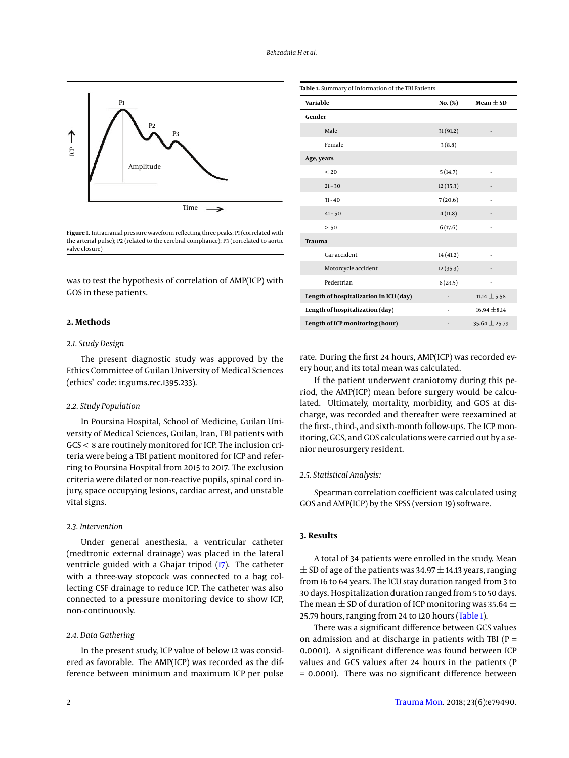Figure 1. Intracranial pressure waveform reflecting three peaks; P1 (correlated with the arterial pulse); P2 (related to the cerebral compliance); P3 (correlated to aortic valve closure)

was to test the hypothesis of correlation of AMP(ICP) with GOS in these patients.

## 2. Methods

### 2.1. Study Design

The present diagnostic study was approved by the Ethics Committee of Guilan University of Medical Sciences (ethics' code: ir.gums.rec.1395.233).

### 2.2. Study Population

In Poursina Hospital, School of Medicine, Guilan University of Medical Sciences, Guilan, Iran, TBI patients with GCS < 8 are routinely monitored for ICP. The inclusion criteria were being a TBI patient monitored for ICP and referring to Poursina Hospital from 2015 to 2017. The exclusion criteria were dilated or non-reactive pupils, spinal cord injury, space occupying lesions, cardiac arrest, and unstable vital signs.

### 2.3. Intervention

Under general anesthesia, a ventricular catheter (medtronic external drainage) was placed in the lateral ventricle guided with a Ghajar tripod (17). The catheter with a three-way stopcock was connected to a bag collecting CSF drainage to reduce ICP. The catheter was also connected to a pressure monitoring device to show ICP, non-continuously.

### 2.4. Data Gathering

In the present study, ICP value of below 12 was considered as favorable. The AMP(ICP) was recorded as the difference between minimum and maximum ICP per pulse rate. During the first 24 hours, AMP(ICP) was recorded every hour, and its total mean was calculated.

If the patient underwent craniotomy during this period, the AMP(ICP) mean before surgery would be calculated. Ultimately, mortality, morbidity, and GOS at discharge, was recorded and thereafter were reexamined at the first-, third-, and sixth-month follow-ups. The ICP monitoring, GCS, and GOS calculations were carried out by a senior neurosurgery resident.

**Table 1.** Summary of Information of the TBI Patients

| Variable | No. (%) | Mean ± SD |
|---|---|---|
| **Gender** | | |
| Male | 31 (91.2) | - |
| Female | 3 (8.8) | |
| **Age, years** | | |
| < 20 | 5 (14.7) | - |
| 21 - 30 | 12 (35.3) | - |
| 31 - 40 | 7 (20.6) | - |
| 41 - 50 | 4 (11.8) | - |
| > 50 | 6 (17.6) | - |
| **Trauma** | | |
| Car accident | 14 (41.2) | - |
| Motorcycle accident | 12 (35.3) | - |
| Pedestrian | 8 (23.5) | - |
| **Length of hospitalization in ICU (day)** | - | 11.14 ± 5.58 |
| **Length of hospitalization (day)** | - | 16.94 ± 8.14 |
| **Length of ICP monitoring (hour)** | - | 35.64 ± 25.79 |

### 2.5. Statistical Analysis:

Spearman correlation coefficient was calculated using GOS and AMP(ICP) by the SPSS (version 19) software.

## 3. Results

A total of 34 patients were enrolled in the study. Mean ± SD of age of the patients was 34.97 ± 14.13 years, ranging from 16 to 64 years. The ICU stay duration ranged from 3 to 30 days. Hospitalization duration ranged from 5 to 50 days. The mean ± SD of duration of ICP monitoring was 35.64 ± 25.79 hours, ranging from 24 to 120 hours (Table 1).

There was a significant difference between GCS values on admission and at discharge in patients with TBI (P = 0.0001). A significant difference was found between ICP values and GCS values after 24 hours in the patients (P = 0.0001). There was no significant difference between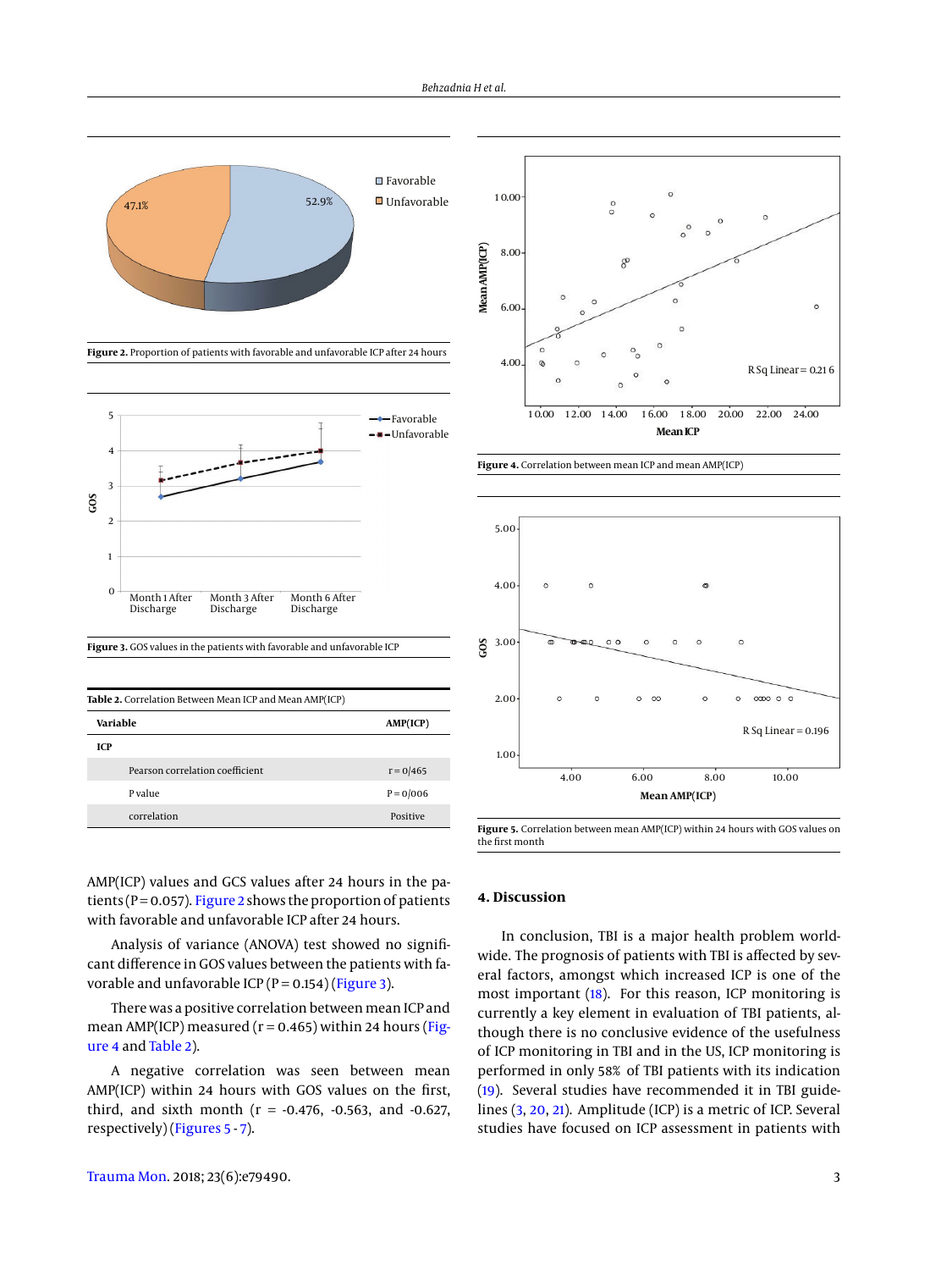Figure 2. Proportion of patients with favorable and unfavorable ICP after 24 hours

Figure 3. GOS values in the patients with favorable and unfavorable ICP

**Table 2.** Correlation Between Mean ICP and Mean AMP(ICP)

| Variable | AMP(ICP) |
|---|---|
| **ICP** | |
| Pearson correlation coefficient | r = 0/465 |
| P value | P = 0/006 |
| correlation | Positive |

Figure 4. Correlation between mean ICP and mean AMP(ICP)

Figure 5. Correlation between mean AMP(ICP) within 24 hours with GOS values on the first month

AMP(ICP) values and GCS values after 24 hours in the patients (P = 0.057). Figure 2 shows the proportion of patients with favorable and unfavorable ICP after 24 hours.

Analysis of variance (ANOVA) test showed no significant difference in GOS values between the patients with favorable and unfavorable ICP (P = 0.154) (Figure 3).

There was a positive correlation between mean ICP and mean AMP(ICP) measured (r = 0.465) within 24 hours (Figure 4 and Table 2).

A negative correlation was seen between mean AMP(ICP) within 24 hours with GOS values on the first, third, and sixth month (r = -0.476, -0.563, and -0.627, respectively) (Figures 5 - 7).

## 4. Discussion

In conclusion, TBI is a major health problem worldwide. The prognosis of patients with TBI is affected by several factors, amongst which increased ICP is one of the most important (18). For this reason, ICP monitoring is currently a key element in evaluation of TBI patients, although there is no conclusive evidence of the usefulness of ICP monitoring in TBI and in the US, ICP monitoring is performed in only 58% of TBI patients with its indication (19). Several studies have recommended it in TBI guidelines (3, 20, 21). Amplitude (ICP) is a metric of ICP. Several studies have focused on ICP assessment in patients with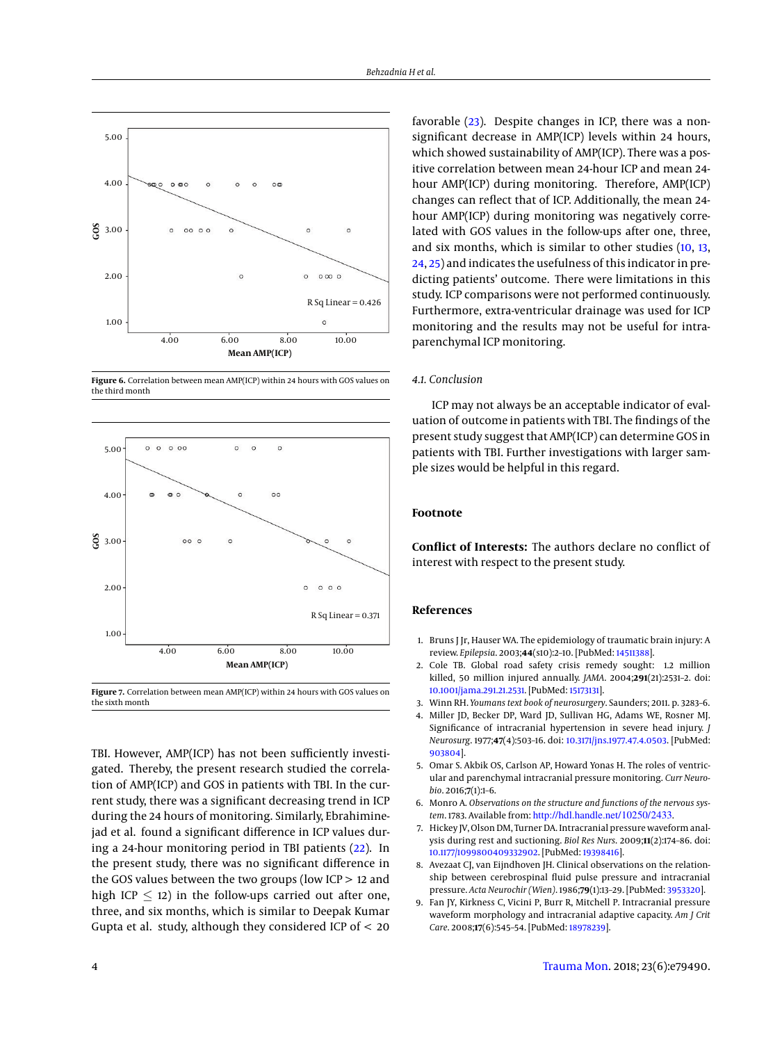Figure 6. Correlation between mean AMP(ICP) within 24 hours with GOS values on the third month

Figure 7. Correlation between mean AMP(ICP) within 24 hours with GOS values on the sixth month

TBI. However, AMP(ICP) has not been sufficiently investigated. Thereby, the present research studied the correlation of AMP(ICP) and GOS in patients with TBI. In the current study, there was a significant decreasing trend in ICP during the 24 hours of monitoring. Similarly, Ebrahiminejad et al. found a significant difference in ICP values during a 24-hour monitoring period in TBI patients (22). In the present study, there was no significant difference in the GOS values between the two groups (low ICP > 12 and high ICP ≤ 12) in the follow-ups carried out after one, three, and six months, which is similar to Deepak Kumar Gupta et al. study, although they considered ICP of < 20 favorable (23). Despite changes in ICP, there was a non-significant decrease in AMP(ICP) levels within 24 hours, which showed sustainability of AMP(ICP). There was a positive correlation between mean 24-hour ICP and mean 24-hour AMP(ICP) during monitoring. Therefore, AMP(ICP) changes can reflect that of ICP. Additionally, the mean 24-hour AMP(ICP) during monitoring was negatively correlated with GOS values in the follow-ups after one, three, and six months, which is similar to other studies (10, 13, 24, 25) and indicates the usefulness of this indicator in predicting patients' outcome. There were limitations in this study. ICP comparisons were not performed continuously. Furthermore, extra-ventricular drainage was used for ICP monitoring and the results may not be useful for intra-parenchymal ICP monitoring.

### 4.1. Conclusion

ICP may not always be an acceptable indicator of evaluation of outcome in patients with TBI. The findings of the present study suggest that AMP(ICP) can determine GOS in patients with TBI. Further investigations with larger sample sizes would be helpful in this regard.

## Footnote

**Conflict of Interests:** The authors declare no conflict of interest with respect to the present study.

## References

1. Bruns J Jr, Hauser WA. The epidemiology of traumatic brain injury: A review. *Epilepsia*. 2003;**44**(s10):2–10. [PubMed: 14511388].
2. Cole TB. Global road safety crisis remedy sought: 1.2 million killed, 50 million injured annually. *JAMA*. 2004;**291**(21):2531–2. doi: 10.1001/jama.291.21.2531. [PubMed: 15173131].
3. Winn RH. *Youmans text book of neurosurgery*. Saunders; 2011. p. 3283–6.
4. Miller JD, Becker DP, Ward JD, Sullivan HG, Adams WE, Rosner MJ. Significance of intracranial hypertension in severe head injury. *J Neurosurg*. 1977;**47**(4):503–16. doi: 10.3171/jns.1977.47.4.0503. [PubMed: 903804].
5. Omar S. Akbik OS, Carlson AP, Howard Yonas H. The roles of ventricular and parenchymal intracranial pressure monitoring. *Curr Neurobio*. 2016;**7**(1):1–6.
6. Monro A. *Observations on the structure and functions of the nervous system*. 1783. Available from: http://hdl.handle.net/10250/2433.
7. Hickey JV, Olson DM, Turner DA. Intracranial pressure waveform analysis during rest and suctioning. *Biol Res Nurs*. 2009;**11**(2):174–86. doi: 10.1177/1099800409332902. [PubMed: 19398416].
8. Avezaat CJ, van Eijndhoven JH. Clinical observations on the relationship between cerebrospinal fluid pulse pressure and intracranial pressure. *Acta Neurochir (Wien)*. 1986;**79**(1):13–29. [PubMed: 3953320].
9. Fan JY, Kirkness C, Vicini P, Burr R, Mitchell P. Intracranial pressure waveform morphology and intracranial adaptive capacity. *Am J Crit Care*. 2008;**17**(6):545–54. [PubMed: 18978239].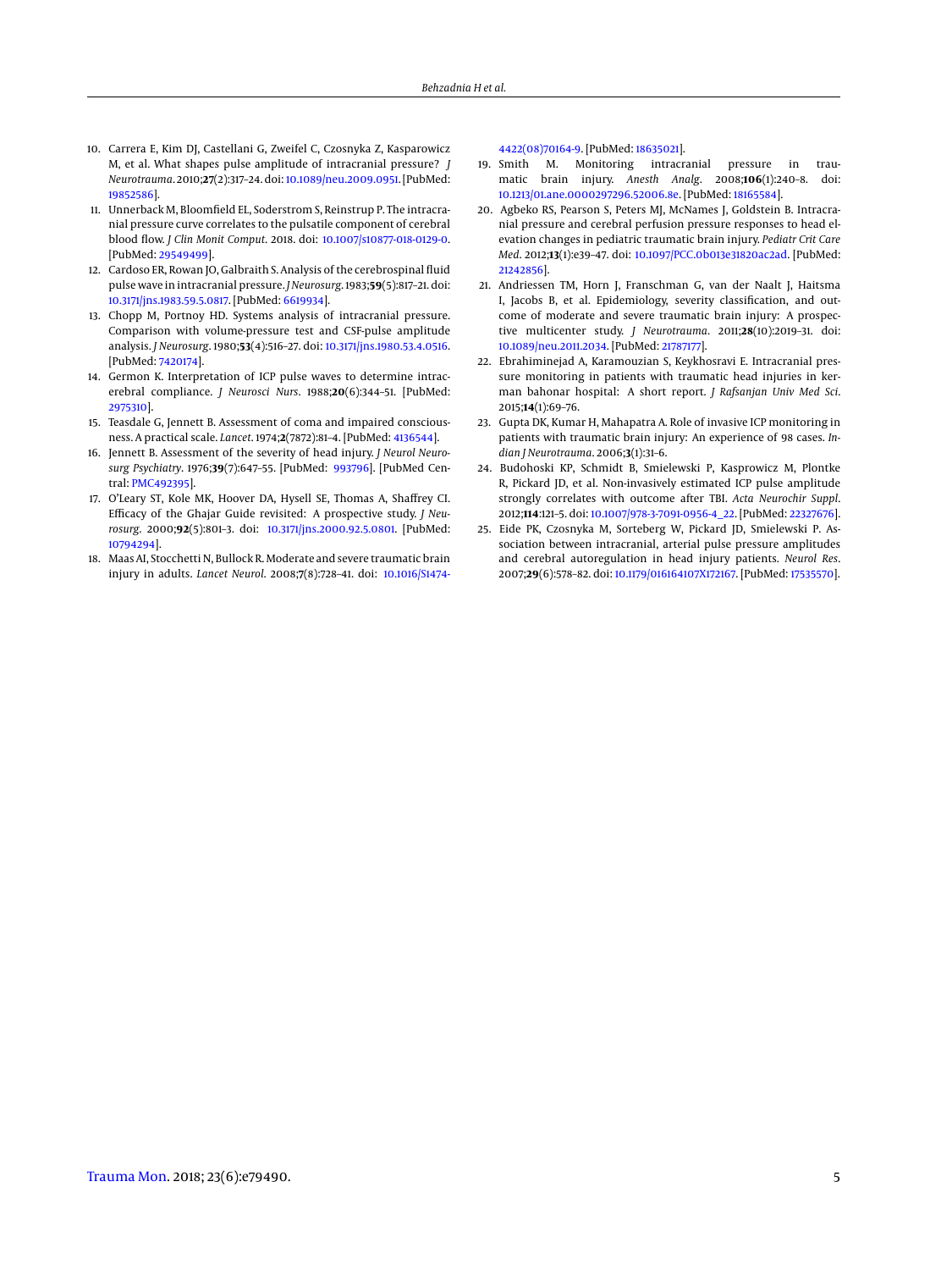10. Carrera E, Kim DJ, Castellani G, Zweifel C, Czosnyka Z, Kasparowicz M, et al. What shapes pulse amplitude of intracranial pressure? *J Neurotrauma*. 2010;**27**(2):317–24. doi: 10.1089/neu.2009.0951. [PubMed: 19852586].
11. Unnerback M, Bloomfield EL, Soderstrom S, Reinstrup P. The intracranial pressure curve correlates to the pulsatile component of cerebral blood flow. *J Clin Monit Comput*. 2018. doi: 10.1007/s10877-018-0129-0. [PubMed: 29549499].
12. Cardoso ER, Rowan JO, Galbraith S. Analysis of the cerebrospinal fluid pulse wave in intracranial pressure. *J Neurosurg*. 1983;**59**(5):817–21. doi: 10.3171/jns.1983.59.5.0817. [PubMed: 6619934].
13. Chopp M, Portnoy HD. Systems analysis of intracranial pressure. Comparison with volume-pressure test and CSF-pulse amplitude analysis. *J Neurosurg*. 1980;**53**(4):516–27. doi: 10.3171/jns.1980.53.4.0516. [PubMed: 7420174].
14. Germon K. Interpretation of ICP pulse waves to determine intracerebral compliance. *J Neurosci Nurs*. 1988;**20**(6):344–51. [PubMed: 2975310].
15. Teasdale G, Jennett B. Assessment of coma and impaired consciousness. A practical scale. *Lancet*. 1974;**2**(7872):81–4. [PubMed: 4136544].
16. Jennett B. Assessment of the severity of head injury. *J Neurol Neurosurg Psychiatry*. 1976;**39**(7):647–55. [PubMed: 993796]. [PubMed Central: PMC492395].
17. O'Leary ST, Kole MK, Hoover DA, Hysell SE, Thomas A, Shaffrey CI. Efficacy of the Ghajar Guide revisited: A prospective study. *J Neurosurg*. 2000;**92**(5):801–3. doi: 10.3171/jns.2000.92.5.0801. [PubMed: 10794294].
18. Maas AI, Stocchetti N, Bullock R. Moderate and severe traumatic brain injury in adults. *Lancet Neurol*. 2008;**7**(8):728–41. doi: 10.1016/S1474-4422(08)70164-9. [PubMed: 18635021].
19. Smith M. Monitoring intracranial pressure in traumatic brain injury. *Anesth Analg*. 2008;**106**(1):240–8. doi: 10.1213/01.ane.0000297296.52006.8e. [PubMed: 18165584].
20. Agbeko RS, Pearson S, Peters MJ, McNames J, Goldstein B. Intracranial pressure and cerebral perfusion pressure responses to head elevation changes in pediatric traumatic brain injury. *Pediatr Crit Care Med*. 2012;**13**(1):e39–47. doi: 10.1097/PCC.0b013e31820ac2ad. [PubMed: 21242856].
21. Andriessen TM, Horn J, Franschman G, van der Naalt J, Haitsma I, Jacobs B, et al. Epidemiology, severity classification, and outcome of moderate and severe traumatic brain injury: A prospective multicenter study. *J Neurotrauma*. 2011;**28**(10):2019–31. doi: 10.1089/neu.2011.2034. [PubMed: 21787177].
22. Ebrahiminejad A, Karamouzian S, Keykhosravi E. Intracranial pressure monitoring in patients with traumatic head injuries in kerman bahonar hospital: A short report. *J Rafsanjan Univ Med Sci*. 2015;**14**(1):69–76.
23. Gupta DK, Kumar H, Mahapatra A. Role of invasive ICP monitoring in patients with traumatic brain injury: An experience of 98 cases. *Indian J Neurotrauma*. 2006;**3**(1):31–6.
24. Budohoski KP, Schmidt B, Smielewski P, Kasprowicz M, Plontke R, Pickard JD, et al. Non-invasively estimated ICP pulse amplitude strongly correlates with outcome after TBI. *Acta Neurochir Suppl*. 2012;**114**:121–5. doi: 10.1007/978-3-7091-0956-4_22. [PubMed: 22327676].
25. Eide PK, Czosnyka M, Sorteberg W, Pickard JD, Smielewski P. Association between intracranial, arterial pulse pressure amplitudes and cerebral autoregulation in head injury patients. *Neurol Res*. 2007;**29**(6):578–82. doi: 10.1179/016164107X172167. [PubMed: 17535570].